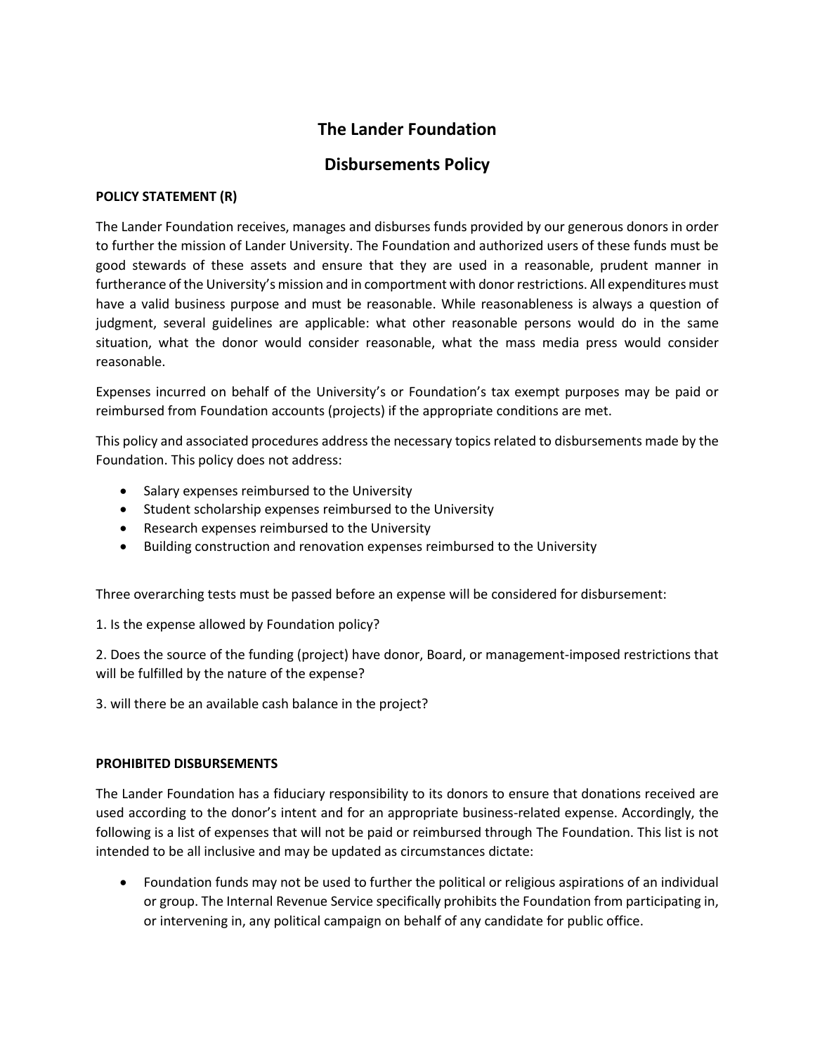# The Lander Foundation

## Disbursements Policy

**POLICY STATEMENT (R)**

The Lander Foundation receives, manages and disburses funds provided by our generous donors in order to further the mission of Lander University. The Foundation and authorized users of these funds must be good stewards of these assets and ensure that they are used in a reasonable, prudent manner in furtherance of the University's mission and in comportment with donor restrictions. All expenditures must have a valid business purpose and must be reasonable. While reasonableness is always a question of judgment, several guidelines are applicable: what other reasonable persons would do in the same situation, what the donor would consider reasonable, what the mass media press would consider reasonable.

Expenses incurred on behalf of the University's or Foundation's tax exempt purposes may be paid or reimbursed from Foundation accounts (projects) if the appropriate conditions are met.

This policy and associated procedures address the necessary topics related to disbursements made by the Foundation. This policy does not address:

- Salary expenses reimbursed to the University
- Student scholarship expenses reimbursed to the University
- Research expenses reimbursed to the University
- Building construction and renovation expenses reimbursed to the University

Three overarching tests must be passed before an expense will be considered for disbursement:

1. Is the expense allowed by Foundation policy?

2. Does the source of the funding (project) have donor, Board, or management-imposed restrictions that will be fulfilled by the nature of the expense?

3. will there be an available cash balance in the project?

**PROHIBITED DISBURSEMENTS**

The Lander Foundation has a fiduciary responsibility to its donors to ensure that donations received are used according to the donor's intent and for an appropriate business-related expense. Accordingly, the following is a list of expenses that will not be paid or reimbursed through The Foundation. This list is not intended to be all inclusive and may be updated as circumstances dictate:

- Foundation funds may not be used to further the political or religious aspirations of an individual or group. The Internal Revenue Service specifically prohibits the Foundation from participating in, or intervening in, any political campaign on behalf of any candidate for public office.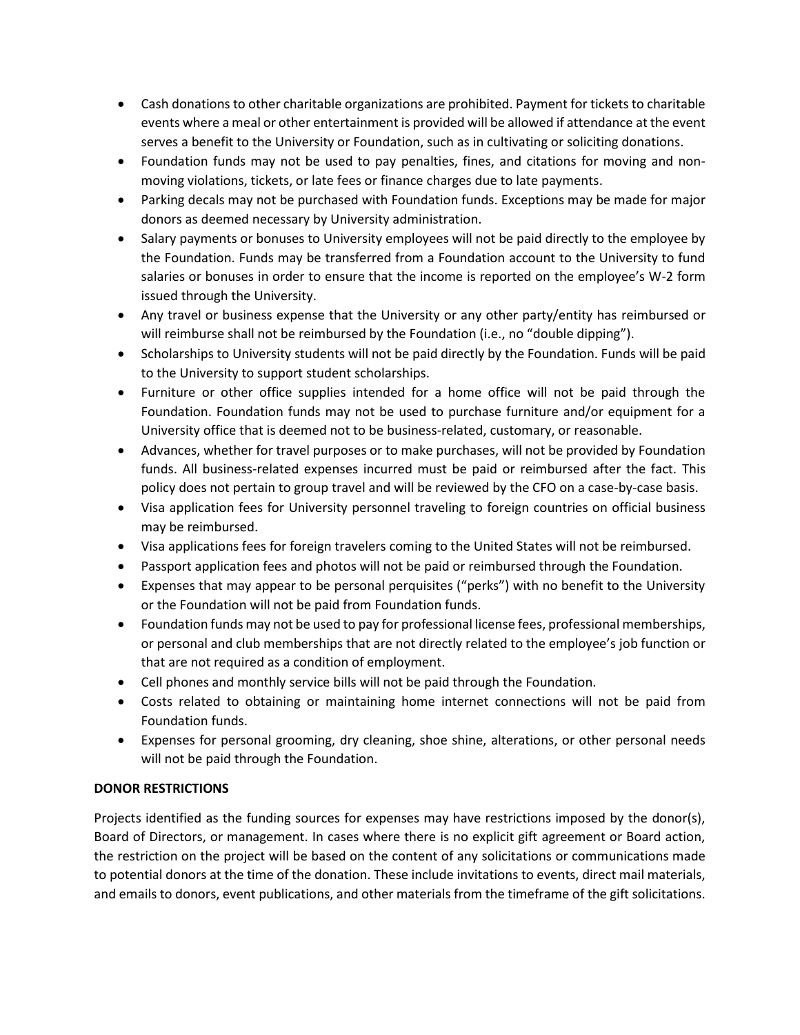- Cash donations to other charitable organizations are prohibited. Payment for tickets to charitable events where a meal or other entertainment is provided will be allowed if attendance at the event serves a benefit to the University or Foundation, such as in cultivating or soliciting donations.
- Foundation funds may not be used to pay penalties, fines, and citations for moving and non-moving violations, tickets, or late fees or finance charges due to late payments.
- Parking decals may not be purchased with Foundation funds. Exceptions may be made for major donors as deemed necessary by University administration.
- Salary payments or bonuses to University employees will not be paid directly to the employee by the Foundation. Funds may be transferred from a Foundation account to the University to fund salaries or bonuses in order to ensure that the income is reported on the employee's W-2 form issued through the University.
- Any travel or business expense that the University or any other party/entity has reimbursed or will reimburse shall not be reimbursed by the Foundation (i.e., no "double dipping").
- Scholarships to University students will not be paid directly by the Foundation. Funds will be paid to the University to support student scholarships.
- Furniture or other office supplies intended for a home office will not be paid through the Foundation. Foundation funds may not be used to purchase furniture and/or equipment for a University office that is deemed not to be business-related, customary, or reasonable.
- Advances, whether for travel purposes or to make purchases, will not be provided by Foundation funds. All business-related expenses incurred must be paid or reimbursed after the fact. This policy does not pertain to group travel and will be reviewed by the CFO on a case-by-case basis.
- Visa application fees for University personnel traveling to foreign countries on official business may be reimbursed.
- Visa applications fees for foreign travelers coming to the United States will not be reimbursed.
- Passport application fees and photos will not be paid or reimbursed through the Foundation.
- Expenses that may appear to be personal perquisites ("perks") with no benefit to the University or the Foundation will not be paid from Foundation funds.
- Foundation funds may not be used to pay for professional license fees, professional memberships, or personal and club memberships that are not directly related to the employee's job function or that are not required as a condition of employment.
- Cell phones and monthly service bills will not be paid through the Foundation.
- Costs related to obtaining or maintaining home internet connections will not be paid from Foundation funds.
- Expenses for personal grooming, dry cleaning, shoe shine, alterations, or other personal needs will not be paid through the Foundation.

**DONOR RESTRICTIONS**

Projects identified as the funding sources for expenses may have restrictions imposed by the donor(s), Board of Directors, or management. In cases where there is no explicit gift agreement or Board action, the restriction on the project will be based on the content of any solicitations or communications made to potential donors at the time of the donation. These include invitations to events, direct mail materials, and emails to donors, event publications, and other materials from the timeframe of the gift solicitations.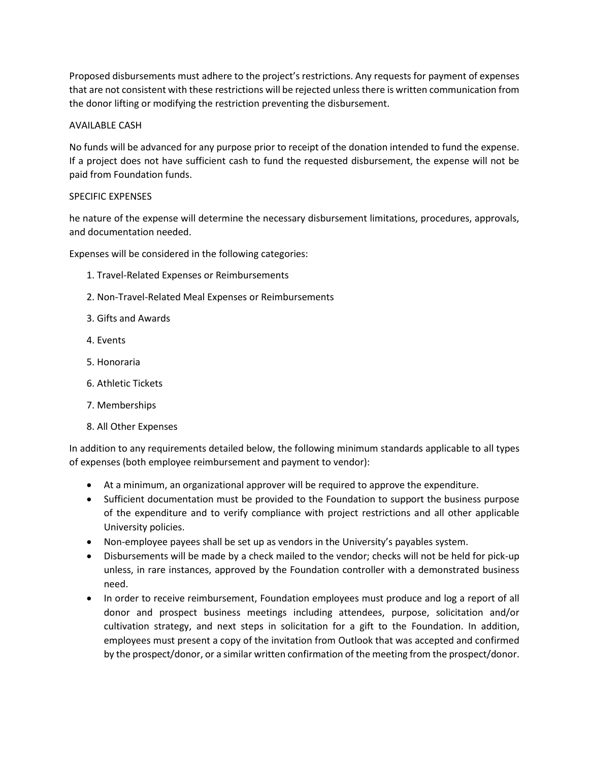Proposed disbursements must adhere to the project's restrictions. Any requests for payment of expenses that are not consistent with these restrictions will be rejected unless there is written communication from the donor lifting or modifying the restriction preventing the disbursement.

## AVAILABLE CASH

No funds will be advanced for any purpose prior to receipt of the donation intended to fund the expense. If a project does not have sufficient cash to fund the requested disbursement, the expense will not be paid from Foundation funds.

## SPECIFIC EXPENSES

he nature of the expense will determine the necessary disbursement limitations, procedures, approvals, and documentation needed.

Expenses will be considered in the following categories:

1. Travel-Related Expenses or Reimbursements
2. Non-Travel-Related Meal Expenses or Reimbursements
3. Gifts and Awards
4. Events
5. Honoraria
6. Athletic Tickets
7. Memberships
8. All Other Expenses

In addition to any requirements detailed below, the following minimum standards applicable to all types of expenses (both employee reimbursement and payment to vendor):

- At a minimum, an organizational approver will be required to approve the expenditure.
- Sufficient documentation must be provided to the Foundation to support the business purpose of the expenditure and to verify compliance with project restrictions and all other applicable University policies.
- Non-employee payees shall be set up as vendors in the University's payables system.
- Disbursements will be made by a check mailed to the vendor; checks will not be held for pick-up unless, in rare instances, approved by the Foundation controller with a demonstrated business need.
- In order to receive reimbursement, Foundation employees must produce and log a report of all donor and prospect business meetings including attendees, purpose, solicitation and/or cultivation strategy, and next steps in solicitation for a gift to the Foundation. In addition, employees must present a copy of the invitation from Outlook that was accepted and confirmed by the prospect/donor, or a similar written confirmation of the meeting from the prospect/donor.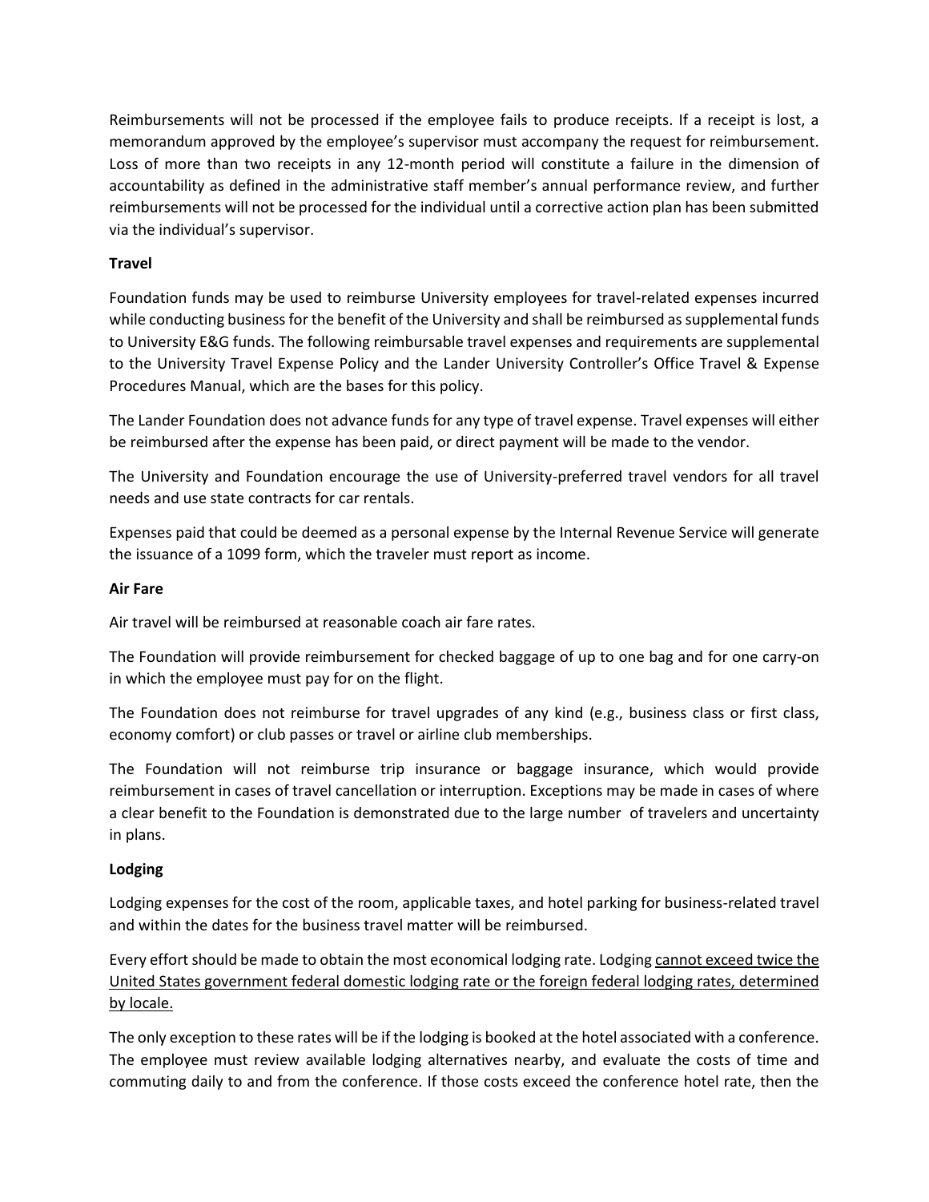Reimbursements will not be processed if the employee fails to produce receipts. If a receipt is lost, a memorandum approved by the employee's supervisor must accompany the request for reimbursement. Loss of more than two receipts in any 12-month period will constitute a failure in the dimension of accountability as defined in the administrative staff member's annual performance review, and further reimbursements will not be processed for the individual until a corrective action plan has been submitted via the individual's supervisor.

**Travel**

Foundation funds may be used to reimburse University employees for travel-related expenses incurred while conducting business for the benefit of the University and shall be reimbursed as supplemental funds to University E&G funds. The following reimbursable travel expenses and requirements are supplemental to the University Travel Expense Policy and the Lander University Controller's Office Travel & Expense Procedures Manual, which are the bases for this policy.

The Lander Foundation does not advance funds for any type of travel expense. Travel expenses will either be reimbursed after the expense has been paid, or direct payment will be made to the vendor.

The University and Foundation encourage the use of University-preferred travel vendors for all travel needs and use state contracts for car rentals.

Expenses paid that could be deemed as a personal expense by the Internal Revenue Service will generate the issuance of a 1099 form, which the traveler must report as income.

**Air Fare**

Air travel will be reimbursed at reasonable coach air fare rates.

The Foundation will provide reimbursement for checked baggage of up to one bag and for one carry-on in which the employee must pay for on the flight.

The Foundation does not reimburse for travel upgrades of any kind (e.g., business class or first class, economy comfort) or club passes or travel or airline club memberships.

The Foundation will not reimburse trip insurance or baggage insurance, which would provide reimbursement in cases of travel cancellation or interruption. Exceptions may be made in cases of where a clear benefit to the Foundation is demonstrated due to the large number of travelers and uncertainty in plans.

**Lodging**

Lodging expenses for the cost of the room, applicable taxes, and hotel parking for business-related travel and within the dates for the business travel matter will be reimbursed.

Every effort should be made to obtain the most economical lodging rate. Lodging <u>cannot exceed twice the United States government federal domestic lodging rate or the foreign federal lodging rates, determined by locale.</u>

The only exception to these rates will be if the lodging is booked at the hotel associated with a conference. The employee must review available lodging alternatives nearby, and evaluate the costs of time and commuting daily to and from the conference. If those costs exceed the conference hotel rate, then the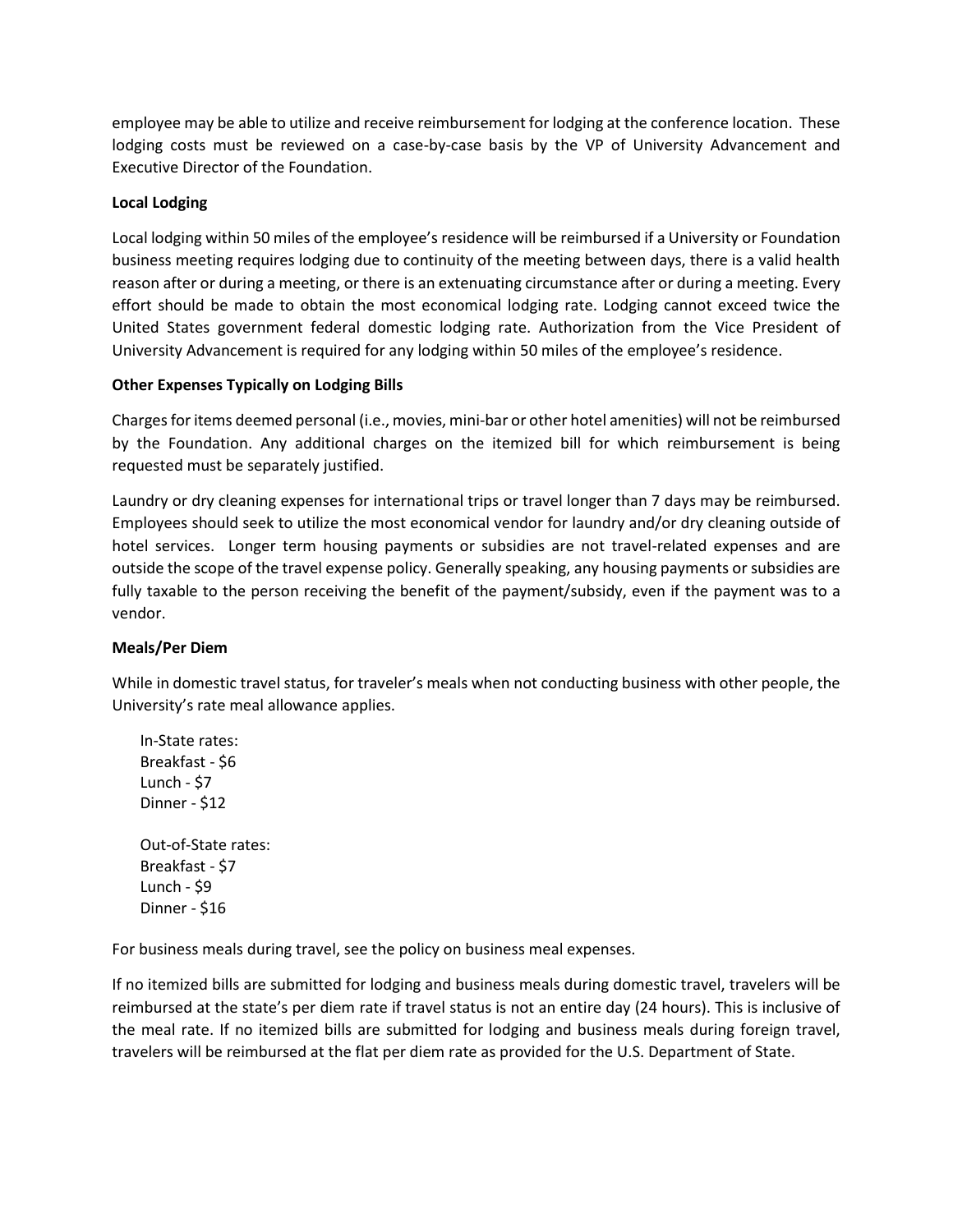employee may be able to utilize and receive reimbursement for lodging at the conference location. These lodging costs must be reviewed on a case-by-case basis by the VP of University Advancement and Executive Director of the Foundation.

**Local Lodging**

Local lodging within 50 miles of the employee's residence will be reimbursed if a University or Foundation business meeting requires lodging due to continuity of the meeting between days, there is a valid health reason after or during a meeting, or there is an extenuating circumstance after or during a meeting. Every effort should be made to obtain the most economical lodging rate. Lodging cannot exceed twice the United States government federal domestic lodging rate. Authorization from the Vice President of University Advancement is required for any lodging within 50 miles of the employee's residence.

**Other Expenses Typically on Lodging Bills**

Charges for items deemed personal (i.e., movies, mini-bar or other hotel amenities) will not be reimbursed by the Foundation. Any additional charges on the itemized bill for which reimbursement is being requested must be separately justified.

Laundry or dry cleaning expenses for international trips or travel longer than 7 days may be reimbursed. Employees should seek to utilize the most economical vendor for laundry and/or dry cleaning outside of hotel services. Longer term housing payments or subsidies are not travel-related expenses and are outside the scope of the travel expense policy. Generally speaking, any housing payments or subsidies are fully taxable to the person receiving the benefit of the payment/subsidy, even if the payment was to a vendor.

**Meals/Per Diem**

While in domestic travel status, for traveler's meals when not conducting business with other people, the University's rate meal allowance applies.

In-State rates:
Breakfast - $6
Lunch - $7
Dinner - $12

Out-of-State rates:
Breakfast - $7
Lunch - $9
Dinner - $16

For business meals during travel, see the policy on business meal expenses.

If no itemized bills are submitted for lodging and business meals during domestic travel, travelers will be reimbursed at the state's per diem rate if travel status is not an entire day (24 hours). This is inclusive of the meal rate. If no itemized bills are submitted for lodging and business meals during foreign travel, travelers will be reimbursed at the flat per diem rate as provided for the U.S. Department of State.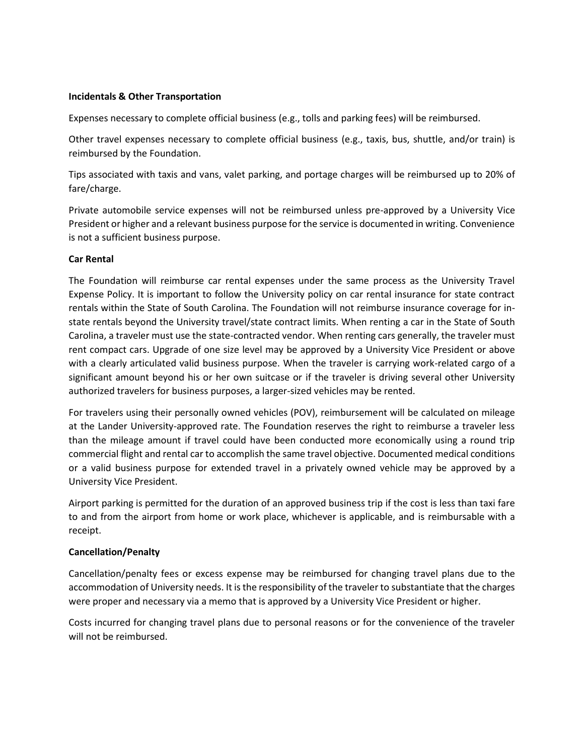**Incidentals & Other Transportation**

Expenses necessary to complete official business (e.g., tolls and parking fees) will be reimbursed.

Other travel expenses necessary to complete official business (e.g., taxis, bus, shuttle, and/or train) is reimbursed by the Foundation.

Tips associated with taxis and vans, valet parking, and portage charges will be reimbursed up to 20% of fare/charge.

Private automobile service expenses will not be reimbursed unless pre-approved by a University Vice President or higher and a relevant business purpose for the service is documented in writing. Convenience is not a sufficient business purpose.

**Car Rental**

The Foundation will reimburse car rental expenses under the same process as the University Travel Expense Policy. It is important to follow the University policy on car rental insurance for state contract rentals within the State of South Carolina. The Foundation will not reimburse insurance coverage for in-state rentals beyond the University travel/state contract limits. When renting a car in the State of South Carolina, a traveler must use the state-contracted vendor. When renting cars generally, the traveler must rent compact cars. Upgrade of one size level may be approved by a University Vice President or above with a clearly articulated valid business purpose. When the traveler is carrying work-related cargo of a significant amount beyond his or her own suitcase or if the traveler is driving several other University authorized travelers for business purposes, a larger-sized vehicles may be rented.

For travelers using their personally owned vehicles (POV), reimbursement will be calculated on mileage at the Lander University-approved rate. The Foundation reserves the right to reimburse a traveler less than the mileage amount if travel could have been conducted more economically using a round trip commercial flight and rental car to accomplish the same travel objective. Documented medical conditions or a valid business purpose for extended travel in a privately owned vehicle may be approved by a University Vice President.

Airport parking is permitted for the duration of an approved business trip if the cost is less than taxi fare to and from the airport from home or work place, whichever is applicable, and is reimbursable with a receipt.

**Cancellation/Penalty**

Cancellation/penalty fees or excess expense may be reimbursed for changing travel plans due to the accommodation of University needs. It is the responsibility of the traveler to substantiate that the charges were proper and necessary via a memo that is approved by a University Vice President or higher.

Costs incurred for changing travel plans due to personal reasons or for the convenience of the traveler will not be reimbursed.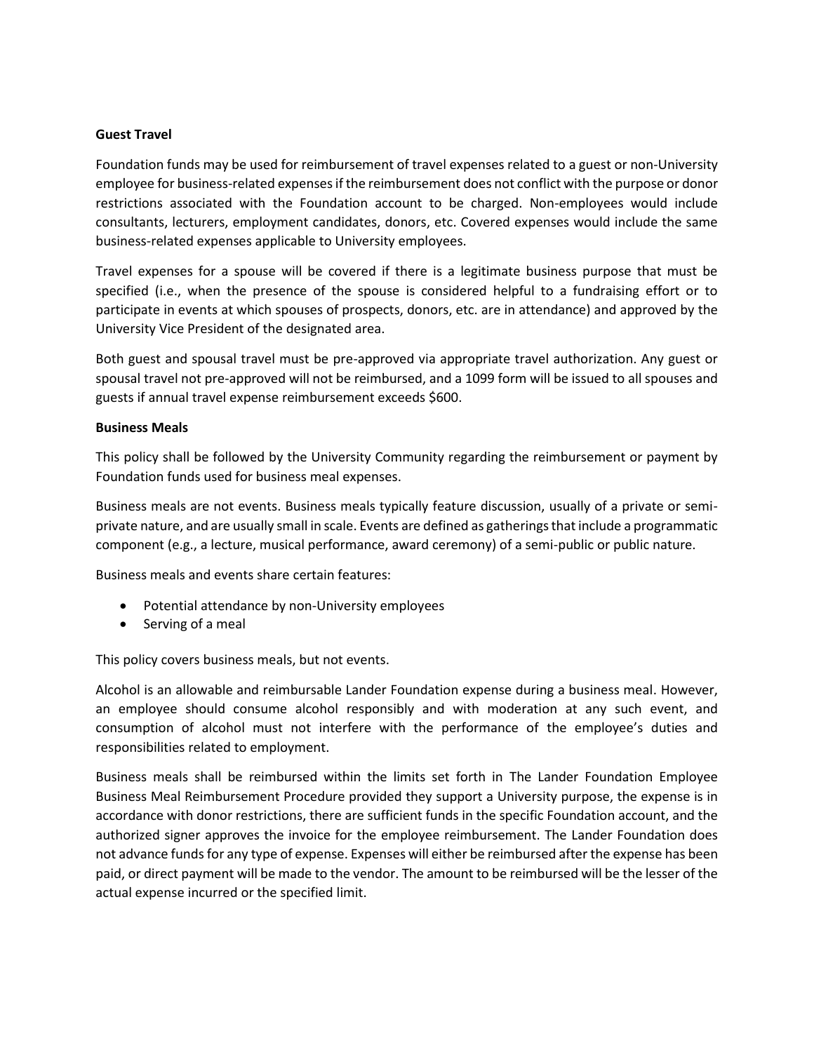**Guest Travel**

Foundation funds may be used for reimbursement of travel expenses related to a guest or non-University employee for business-related expenses if the reimbursement does not conflict with the purpose or donor restrictions associated with the Foundation account to be charged. Non-employees would include consultants, lecturers, employment candidates, donors, etc. Covered expenses would include the same business-related expenses applicable to University employees.

Travel expenses for a spouse will be covered if there is a legitimate business purpose that must be specified (i.e., when the presence of the spouse is considered helpful to a fundraising effort or to participate in events at which spouses of prospects, donors, etc. are in attendance) and approved by the University Vice President of the designated area.

Both guest and spousal travel must be pre-approved via appropriate travel authorization. Any guest or spousal travel not pre-approved will not be reimbursed, and a 1099 form will be issued to all spouses and guests if annual travel expense reimbursement exceeds $600.

**Business Meals**

This policy shall be followed by the University Community regarding the reimbursement or payment by Foundation funds used for business meal expenses.

Business meals are not events. Business meals typically feature discussion, usually of a private or semi-private nature, and are usually small in scale. Events are defined as gatherings that include a programmatic component (e.g., a lecture, musical performance, award ceremony) of a semi-public or public nature.

Business meals and events share certain features:

- Potential attendance by non-University employees
- Serving of a meal

This policy covers business meals, but not events.

Alcohol is an allowable and reimbursable Lander Foundation expense during a business meal. However, an employee should consume alcohol responsibly and with moderation at any such event, and consumption of alcohol must not interfere with the performance of the employee's duties and responsibilities related to employment.

Business meals shall be reimbursed within the limits set forth in The Lander Foundation Employee Business Meal Reimbursement Procedure provided they support a University purpose, the expense is in accordance with donor restrictions, there are sufficient funds in the specific Foundation account, and the authorized signer approves the invoice for the employee reimbursement. The Lander Foundation does not advance funds for any type of expense. Expenses will either be reimbursed after the expense has been paid, or direct payment will be made to the vendor. The amount to be reimbursed will be the lesser of the actual expense incurred or the specified limit.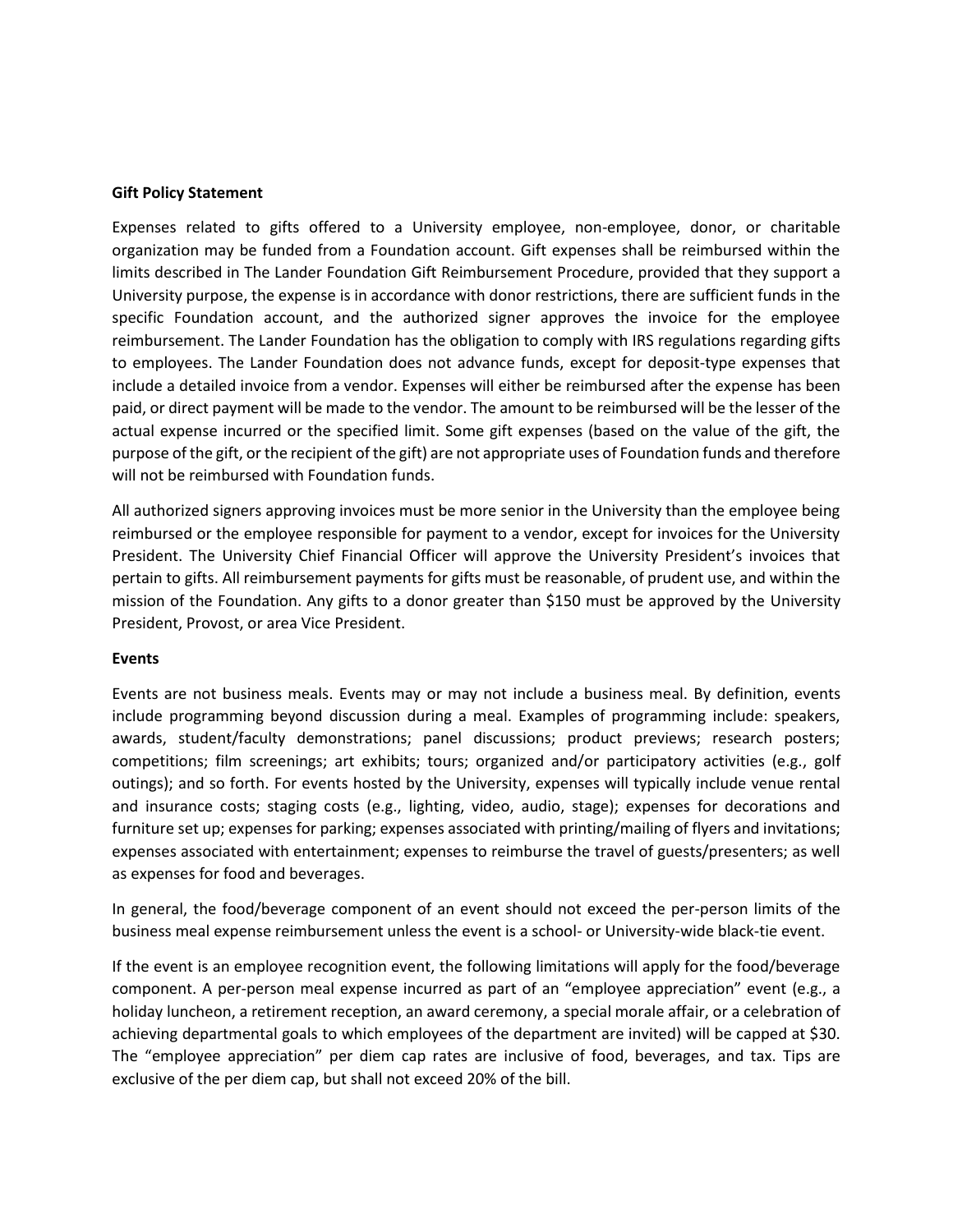**Gift Policy Statement**

Expenses related to gifts offered to a University employee, non-employee, donor, or charitable organization may be funded from a Foundation account. Gift expenses shall be reimbursed within the limits described in The Lander Foundation Gift Reimbursement Procedure, provided that they support a University purpose, the expense is in accordance with donor restrictions, there are sufficient funds in the specific Foundation account, and the authorized signer approves the invoice for the employee reimbursement. The Lander Foundation has the obligation to comply with IRS regulations regarding gifts to employees. The Lander Foundation does not advance funds, except for deposit-type expenses that include a detailed invoice from a vendor. Expenses will either be reimbursed after the expense has been paid, or direct payment will be made to the vendor. The amount to be reimbursed will be the lesser of the actual expense incurred or the specified limit. Some gift expenses (based on the value of the gift, the purpose of the gift, or the recipient of the gift) are not appropriate uses of Foundation funds and therefore will not be reimbursed with Foundation funds.

All authorized signers approving invoices must be more senior in the University than the employee being reimbursed or the employee responsible for payment to a vendor, except for invoices for the University President. The University Chief Financial Officer will approve the University President's invoices that pertain to gifts. All reimbursement payments for gifts must be reasonable, of prudent use, and within the mission of the Foundation. Any gifts to a donor greater than $150 must be approved by the University President, Provost, or area Vice President.

**Events**

Events are not business meals. Events may or may not include a business meal. By definition, events include programming beyond discussion during a meal. Examples of programming include: speakers, awards, student/faculty demonstrations; panel discussions; product previews; research posters; competitions; film screenings; art exhibits; tours; organized and/or participatory activities (e.g., golf outings); and so forth. For events hosted by the University, expenses will typically include venue rental and insurance costs; staging costs (e.g., lighting, video, audio, stage); expenses for decorations and furniture set up; expenses for parking; expenses associated with printing/mailing of flyers and invitations; expenses associated with entertainment; expenses to reimburse the travel of guests/presenters; as well as expenses for food and beverages.

In general, the food/beverage component of an event should not exceed the per-person limits of the business meal expense reimbursement unless the event is a school- or University-wide black-tie event.

If the event is an employee recognition event, the following limitations will apply for the food/beverage component. A per-person meal expense incurred as part of an "employee appreciation" event (e.g., a holiday luncheon, a retirement reception, an award ceremony, a special morale affair, or a celebration of achieving departmental goals to which employees of the department are invited) will be capped at $30. The "employee appreciation" per diem cap rates are inclusive of food, beverages, and tax. Tips are exclusive of the per diem cap, but shall not exceed 20% of the bill.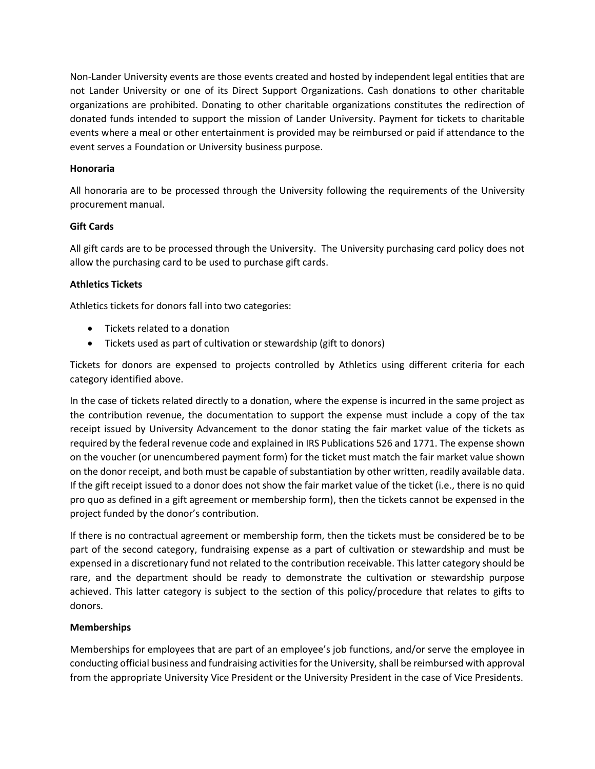Non-Lander University events are those events created and hosted by independent legal entities that are not Lander University or one of its Direct Support Organizations. Cash donations to other charitable organizations are prohibited. Donating to other charitable organizations constitutes the redirection of donated funds intended to support the mission of Lander University. Payment for tickets to charitable events where a meal or other entertainment is provided may be reimbursed or paid if attendance to the event serves a Foundation or University business purpose.

**Honoraria**

All honoraria are to be processed through the University following the requirements of the University procurement manual.

**Gift Cards**

All gift cards are to be processed through the University. The University purchasing card policy does not allow the purchasing card to be used to purchase gift cards.

**Athletics Tickets**

Athletics tickets for donors fall into two categories:

- Tickets related to a donation
- Tickets used as part of cultivation or stewardship (gift to donors)

Tickets for donors are expensed to projects controlled by Athletics using different criteria for each category identified above.

In the case of tickets related directly to a donation, where the expense is incurred in the same project as the contribution revenue, the documentation to support the expense must include a copy of the tax receipt issued by University Advancement to the donor stating the fair market value of the tickets as required by the federal revenue code and explained in IRS Publications 526 and 1771. The expense shown on the voucher (or unencumbered payment form) for the ticket must match the fair market value shown on the donor receipt, and both must be capable of substantiation by other written, readily available data. If the gift receipt issued to a donor does not show the fair market value of the ticket (i.e., there is no quid pro quo as defined in a gift agreement or membership form), then the tickets cannot be expensed in the project funded by the donor's contribution.

If there is no contractual agreement or membership form, then the tickets must be considered be to be part of the second category, fundraising expense as a part of cultivation or stewardship and must be expensed in a discretionary fund not related to the contribution receivable. This latter category should be rare, and the department should be ready to demonstrate the cultivation or stewardship purpose achieved. This latter category is subject to the section of this policy/procedure that relates to gifts to donors.

**Memberships**

Memberships for employees that are part of an employee's job functions, and/or serve the employee in conducting official business and fundraising activities for the University, shall be reimbursed with approval from the appropriate University Vice President or the University President in the case of Vice Presidents.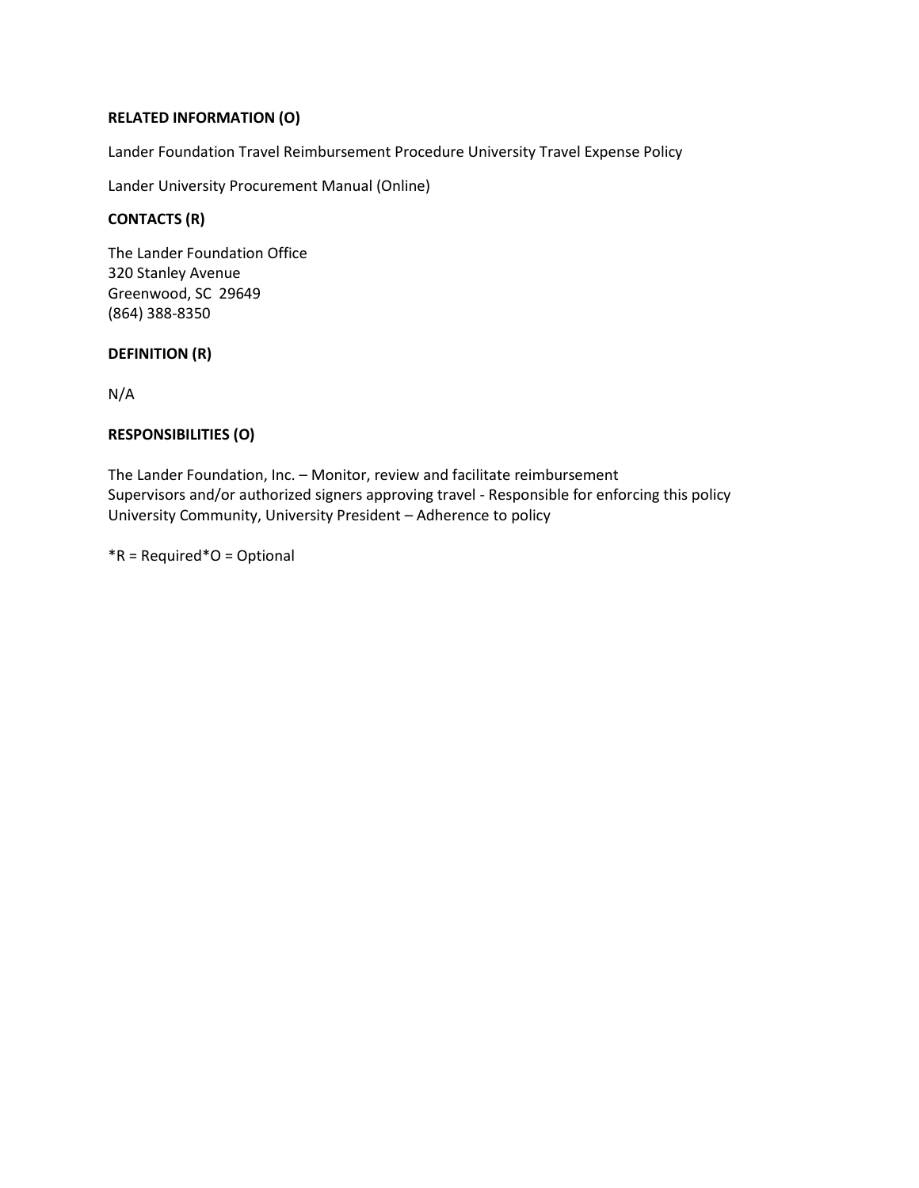**RELATED INFORMATION (O)**

Lander Foundation Travel Reimbursement Procedure University Travel Expense Policy

Lander University Procurement Manual (Online)

**CONTACTS (R)**

The Lander Foundation Office
320 Stanley Avenue
Greenwood, SC 29649
(864) 388-8350

**DEFINITION (R)**

N/A

**RESPONSIBILITIES (O)**

The Lander Foundation, Inc. – Monitor, review and facilitate reimbursement
Supervisors and/or authorized signers approving travel - Responsible for enforcing this policy
University Community, University President – Adherence to policy

*R = Required*O = Optional